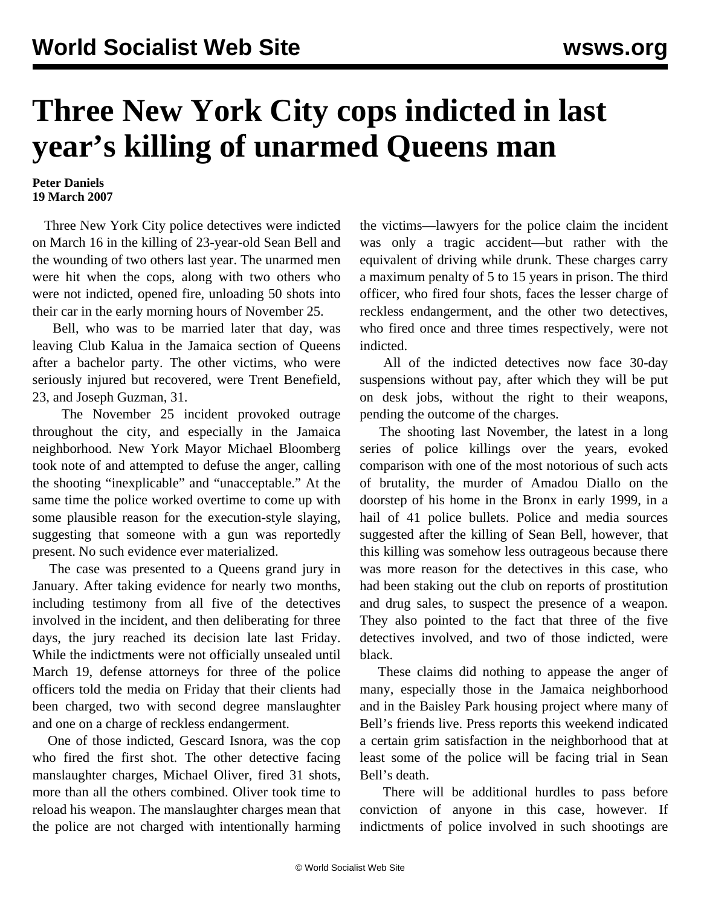# Three New York City cops indicted in last year's killing of unarmed Queens man

**Peter Daniels**
**19 March 2007**

Three New York City police detectives were indicted on March 16 in the killing of 23-year-old Sean Bell and the wounding of two others last year. The unarmed men were hit when the cops, along with two others who were not indicted, opened fire, unloading 50 shots into their car in the early morning hours of November 25.

Bell, who was to be married later that day, was leaving Club Kalua in the Jamaica section of Queens after a bachelor party. The other victims, who were seriously injured but recovered, were Trent Benefield, 23, and Joseph Guzman, 31.

The November 25 incident provoked outrage throughout the city, and especially in the Jamaica neighborhood. New York Mayor Michael Bloomberg took note of and attempted to defuse the anger, calling the shooting "inexplicable" and "unacceptable." At the same time the police worked overtime to come up with some plausible reason for the execution-style slaying, suggesting that someone with a gun was reportedly present. No such evidence ever materialized.

The case was presented to a Queens grand jury in January. After taking evidence for nearly two months, including testimony from all five of the detectives involved in the incident, and then deliberating for three days, the jury reached its decision late last Friday. While the indictments were not officially unsealed until March 19, defense attorneys for three of the police officers told the media on Friday that their clients had been charged, two with second degree manslaughter and one on a charge of reckless endangerment.

One of those indicted, Gescard Isnora, was the cop who fired the first shot. The other detective facing manslaughter charges, Michael Oliver, fired 31 shots, more than all the others combined. Oliver took time to reload his weapon. The manslaughter charges mean that the police are not charged with intentionally harming the victims—lawyers for the police claim the incident was only a tragic accident—but rather with the equivalent of driving while drunk. These charges carry a maximum penalty of 5 to 15 years in prison. The third officer, who fired four shots, faces the lesser charge of reckless endangerment, and the other two detectives, who fired once and three times respectively, were not indicted.

All of the indicted detectives now face 30-day suspensions without pay, after which they will be put on desk jobs, without the right to their weapons, pending the outcome of the charges.

The shooting last November, the latest in a long series of police killings over the years, evoked comparison with one of the most notorious of such acts of brutality, the murder of Amadou Diallo on the doorstep of his home in the Bronx in early 1999, in a hail of 41 police bullets. Police and media sources suggested after the killing of Sean Bell, however, that this killing was somehow less outrageous because there was more reason for the detectives in this case, who had been staking out the club on reports of prostitution and drug sales, to suspect the presence of a weapon. They also pointed to the fact that three of the five detectives involved, and two of those indicted, were black.

These claims did nothing to appease the anger of many, especially those in the Jamaica neighborhood and in the Baisley Park housing project where many of Bell's friends live. Press reports this weekend indicated a certain grim satisfaction in the neighborhood that at least some of the police will be facing trial in Sean Bell's death.

There will be additional hurdles to pass before conviction of anyone in this case, however. If indictments of police involved in such shootings are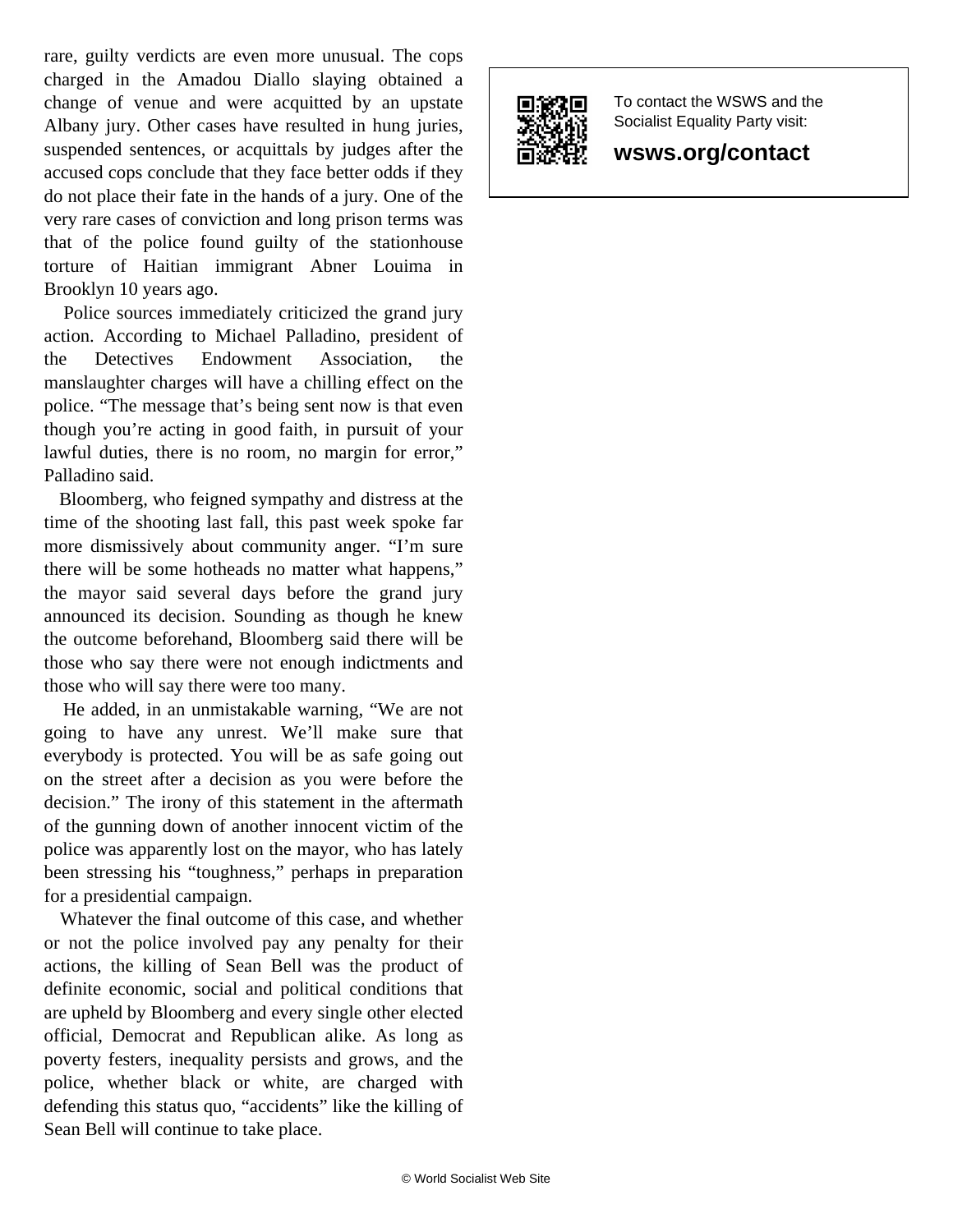rare, guilty verdicts are even more unusual. The cops charged in the Amadou Diallo slaying obtained a change of venue and were acquitted by an upstate Albany jury. Other cases have resulted in hung juries, suspended sentences, or acquittals by judges after the accused cops conclude that they face better odds if they do not place their fate in the hands of a jury. One of the very rare cases of conviction and long prison terms was that of the police found guilty of the stationhouse torture of Haitian immigrant Abner Louima in Brooklyn 10 years ago.

Police sources immediately criticized the grand jury action. According to Michael Palladino, president of the Detectives Endowment Association, the manslaughter charges will have a chilling effect on the police. “The message that’s being sent now is that even though you’re acting in good faith, in pursuit of your lawful duties, there is no room, no margin for error,” Palladino said.

Bloomberg, who feigned sympathy and distress at the time of the shooting last fall, this past week spoke far more dismissively about community anger. “I’m sure there will be some hotheads no matter what happens,” the mayor said several days before the grand jury announced its decision. Sounding as though he knew the outcome beforehand, Bloomberg said there will be those who say there were not enough indictments and those who will say there were too many.

He added, in an unmistakable warning, “We are not going to have any unrest. We’ll make sure that everybody is protected. You will be as safe going out on the street after a decision as you were before the decision.” The irony of this statement in the aftermath of the gunning down of another innocent victim of the police was apparently lost on the mayor, who has lately been stressing his “toughness,” perhaps in preparation for a presidential campaign.

Whatever the final outcome of this case, and whether or not the police involved pay any penalty for their actions, the killing of Sean Bell was the product of definite economic, social and political conditions that are upheld by Bloomberg and every single other elected official, Democrat and Republican alike. As long as poverty festers, inequality persists and grows, and the police, whether black or white, are charged with defending this status quo, “accidents” like the killing of Sean Bell will continue to take place.

To contact the WSWS and the Socialist Equality Party visit:

**wsws.org/contact**